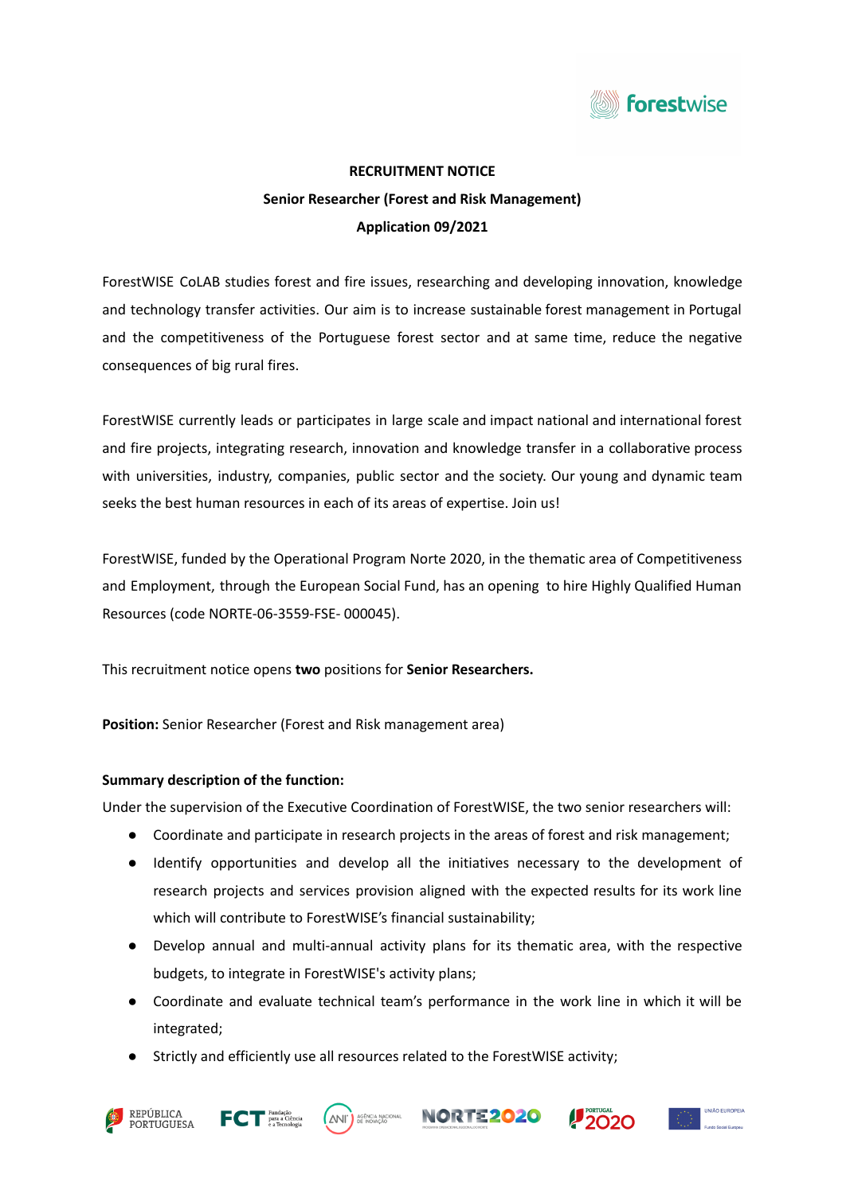**RECRUITMENT NOTICE**

**Senior Researcher (Forest and Risk Management)**

**Application 09/2021**

ForestWISE CoLAB studies forest and fire issues, researching and developing innovation, knowledge and technology transfer activities. Our aim is to increase sustainable forest management in Portugal and the competitiveness of the Portuguese forest sector and at same time, reduce the negative consequences of big rural fires.

ForestWISE currently leads or participates in large scale and impact national and international forest and fire projects, integrating research, innovation and knowledge transfer in a collaborative process with universities, industry, companies, public sector and the society. Our young and dynamic team seeks the best human resources in each of its areas of expertise. Join us!

ForestWISE, funded by the Operational Program Norte 2020, in the thematic area of Competitiveness and Employment, through the European Social Fund, has an opening to hire Highly Qualified Human Resources (code NORTE-06-3559-FSE- 000045).

This recruitment notice opens **two** positions for **Senior Researchers.**

**Position:** Senior Researcher (Forest and Risk management area)

**Summary description of the function:**

Under the supervision of the Executive Coordination of ForestWISE, the two senior researchers will:

- Coordinate and participate in research projects in the areas of forest and risk management;
- Identify opportunities and develop all the initiatives necessary to the development of research projects and services provision aligned with the expected results for its work line which will contribute to ForestWISE's financial sustainability;
- Develop annual and multi-annual activity plans for its thematic area, with the respective budgets, to integrate in ForestWISE's activity plans;
- Coordinate and evaluate technical team's performance in the work line in which it will be integrated;
- Strictly and efficiently use all resources related to the ForestWISE activity;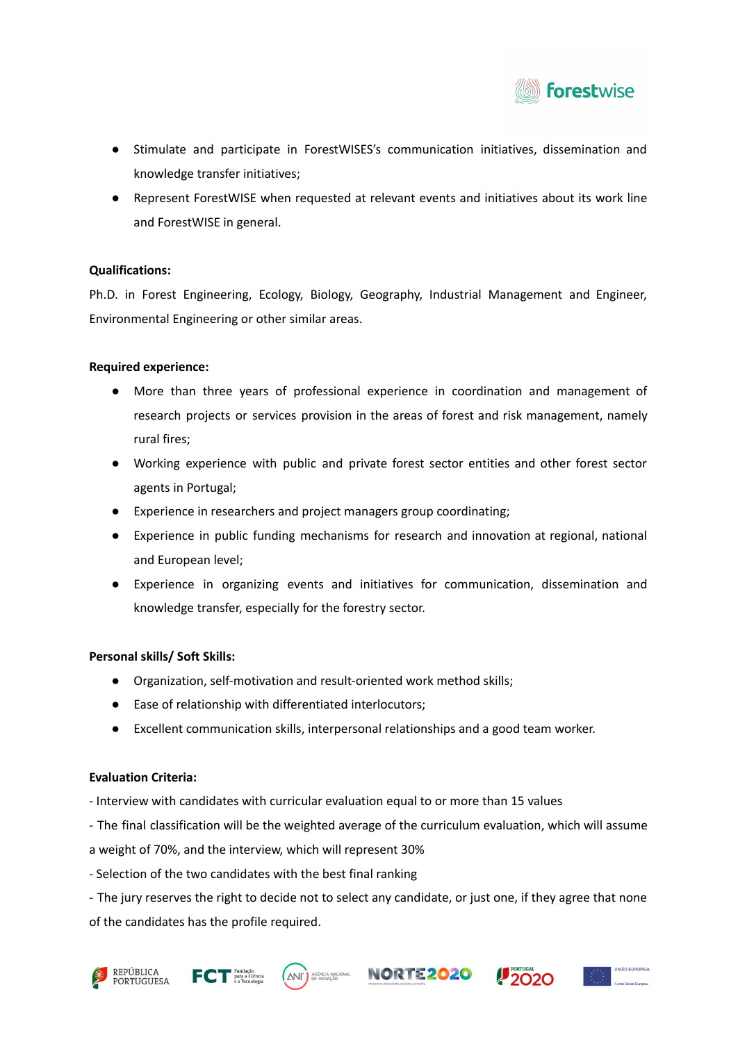- Stimulate and participate in ForestWISES's communication initiatives, dissemination and knowledge transfer initiatives;
- Represent ForestWISE when requested at relevant events and initiatives about its work line and ForestWISE in general.

**Qualifications:**

Ph.D. in Forest Engineering, Ecology, Biology, Geography, Industrial Management and Engineer, Environmental Engineering or other similar areas.

**Required experience:**

- More than three years of professional experience in coordination and management of research projects or services provision in the areas of forest and risk management, namely rural fires;
- Working experience with public and private forest sector entities and other forest sector agents in Portugal;
- Experience in researchers and project managers group coordinating;
- Experience in public funding mechanisms for research and innovation at regional, national and European level;
- Experience in organizing events and initiatives for communication, dissemination and knowledge transfer, especially for the forestry sector.

**Personal skills/ Soft Skills:**

- Organization, self-motivation and result-oriented work method skills;
- Ease of relationship with differentiated interlocutors;
- Excellent communication skills, interpersonal relationships and a good team worker.

**Evaluation Criteria:**

- Interview with candidates with curricular evaluation equal to or more than 15 values
- The final classification will be the weighted average of the curriculum evaluation, which will assume a weight of 70%, and the interview, which will represent 30%
- Selection of the two candidates with the best final ranking
- The jury reserves the right to decide not to select any candidate, or just one, if they agree that none of the candidates has the profile required.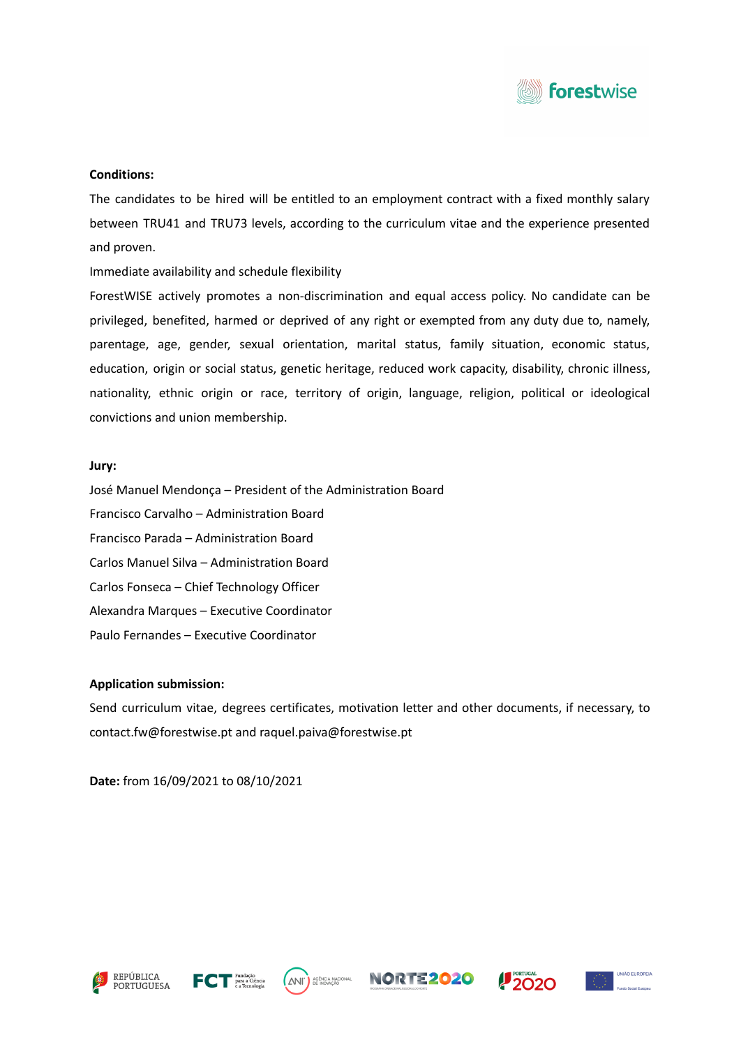**Conditions:**

The candidates to be hired will be entitled to an employment contract with a fixed monthly salary between TRU41 and TRU73 levels, according to the curriculum vitae and the experience presented and proven.

Immediate availability and schedule flexibility

ForestWISE actively promotes a non-discrimination and equal access policy. No candidate can be privileged, benefited, harmed or deprived of any right or exempted from any duty due to, namely, parentage, age, gender, sexual orientation, marital status, family situation, economic status, education, origin or social status, genetic heritage, reduced work capacity, disability, chronic illness, nationality, ethnic origin or race, territory of origin, language, religion, political or ideological convictions and union membership.

**Jury:**

José Manuel Mendonça – President of the Administration Board

Francisco Carvalho – Administration Board

Francisco Parada – Administration Board

Carlos Manuel Silva – Administration Board

Carlos Fonseca – Chief Technology Officer

Alexandra Marques – Executive Coordinator

Paulo Fernandes – Executive Coordinator

**Application submission:**

Send curriculum vitae, degrees certificates, motivation letter and other documents, if necessary, to contact.fw@forestwise.pt and raquel.paiva@forestwise.pt

**Date:** from 16/09/2021 to 08/10/2021